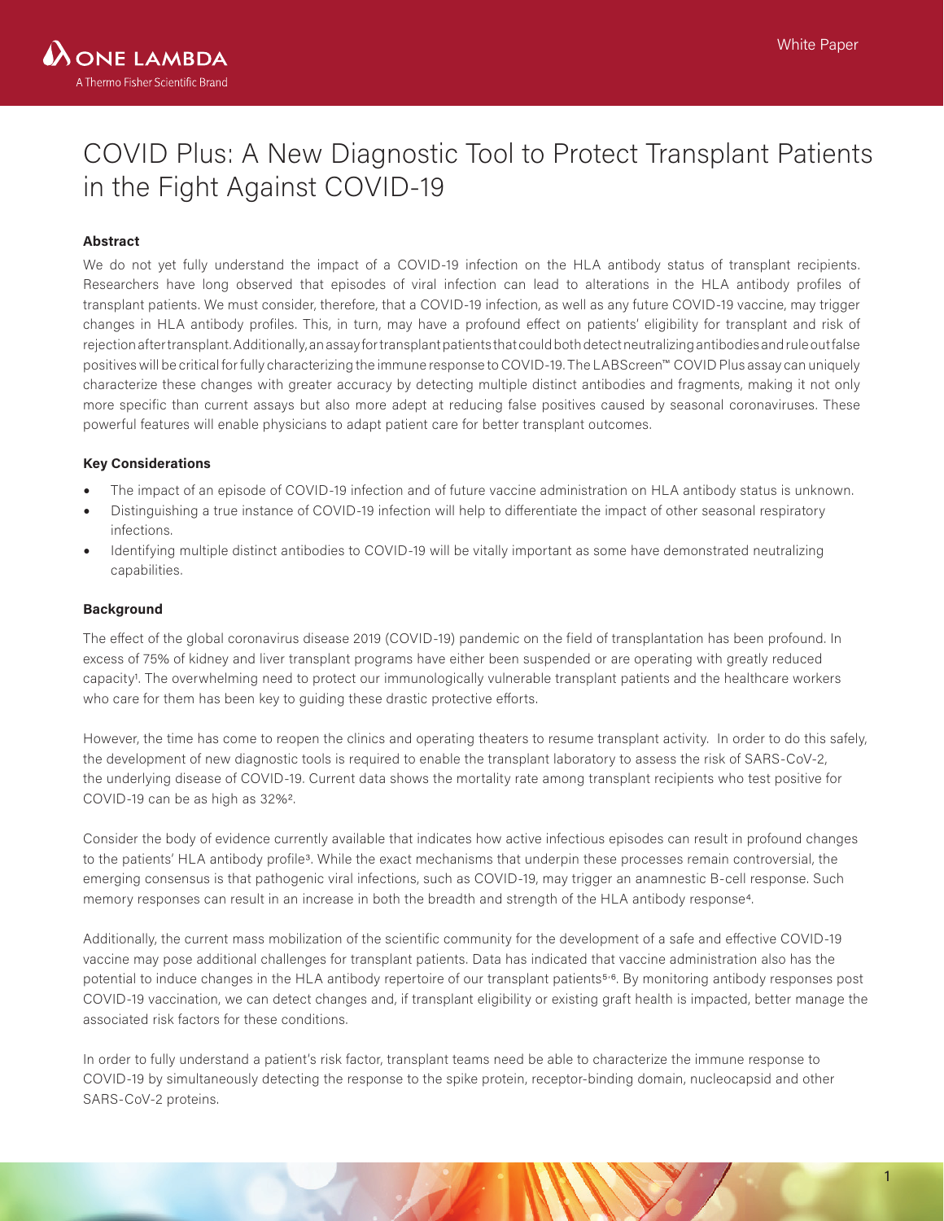# COVID Plus: A New Diagnostic Tool to Protect Transplant Patients in the Fight Against COVID-19

**Abstract**

We do not yet fully understand the impact of a COVID-19 infection on the HLA antibody status of transplant recipients. Researchers have long observed that episodes of viral infection can lead to alterations in the HLA antibody profiles of transplant patients. We must consider, therefore, that a COVID-19 infection, as well as any future COVID-19 vaccine, may trigger changes in HLA antibody profiles. This, in turn, may have a profound effect on patients' eligibility for transplant and risk of rejection after transplant. Additionally, an assay for transplant patients that could both detect neutralizing antibodies and rule out false positives will be critical for fully characterizing the immune response to COVID-19. The LABScreen™ COVID Plus assay can uniquely characterize these changes with greater accuracy by detecting multiple distinct antibodies and fragments, making it not only more specific than current assays but also more adept at reducing false positives caused by seasonal coronaviruses. These powerful features will enable physicians to adapt patient care for better transplant outcomes.

**Key Considerations**

- The impact of an episode of COVID-19 infection and of future vaccine administration on HLA antibody status is unknown.
- Distinguishing a true instance of COVID-19 infection will help to differentiate the impact of other seasonal respiratory infections.
- Identifying multiple distinct antibodies to COVID-19 will be vitally important as some have demonstrated neutralizing capabilities.

**Background**

The effect of the global coronavirus disease 2019 (COVID-19) pandemic on the field of transplantation has been profound. In excess of 75% of kidney and liver transplant programs have either been suspended or are operating with greatly reduced capacity[1]. The overwhelming need to protect our immunologically vulnerable transplant patients and the healthcare workers who care for them has been key to guiding these drastic protective efforts.

However, the time has come to reopen the clinics and operating theaters to resume transplant activity. In order to do this safely, the development of new diagnostic tools is required to enable the transplant laboratory to assess the risk of SARS-CoV-2, the underlying disease of COVID-19. Current data shows the mortality rate among transplant recipients who test positive for COVID-19 can be as high as 32%[2].

Consider the body of evidence currently available that indicates how active infectious episodes can result in profound changes to the patients' HLA antibody profile[3]. While the exact mechanisms that underpin these processes remain controversial, the emerging consensus is that pathogenic viral infections, such as COVID-19, may trigger an anamnestic B-cell response. Such memory responses can result in an increase in both the breadth and strength of the HLA antibody response[4].

Additionally, the current mass mobilization of the scientific community for the development of a safe and effective COVID-19 vaccine may pose additional challenges for transplant patients. Data has indicated that vaccine administration also has the potential to induce changes in the HLA antibody repertoire of our transplant patients[5,6]. By monitoring antibody responses post COVID-19 vaccination, we can detect changes and, if transplant eligibility or existing graft health is impacted, better manage the associated risk factors for these conditions.

In order to fully understand a patient's risk factor, transplant teams need be able to characterize the immune response to COVID-19 by simultaneously detecting the response to the spike protein, receptor-binding domain, nucleocapsid and other SARS-CoV-2 proteins.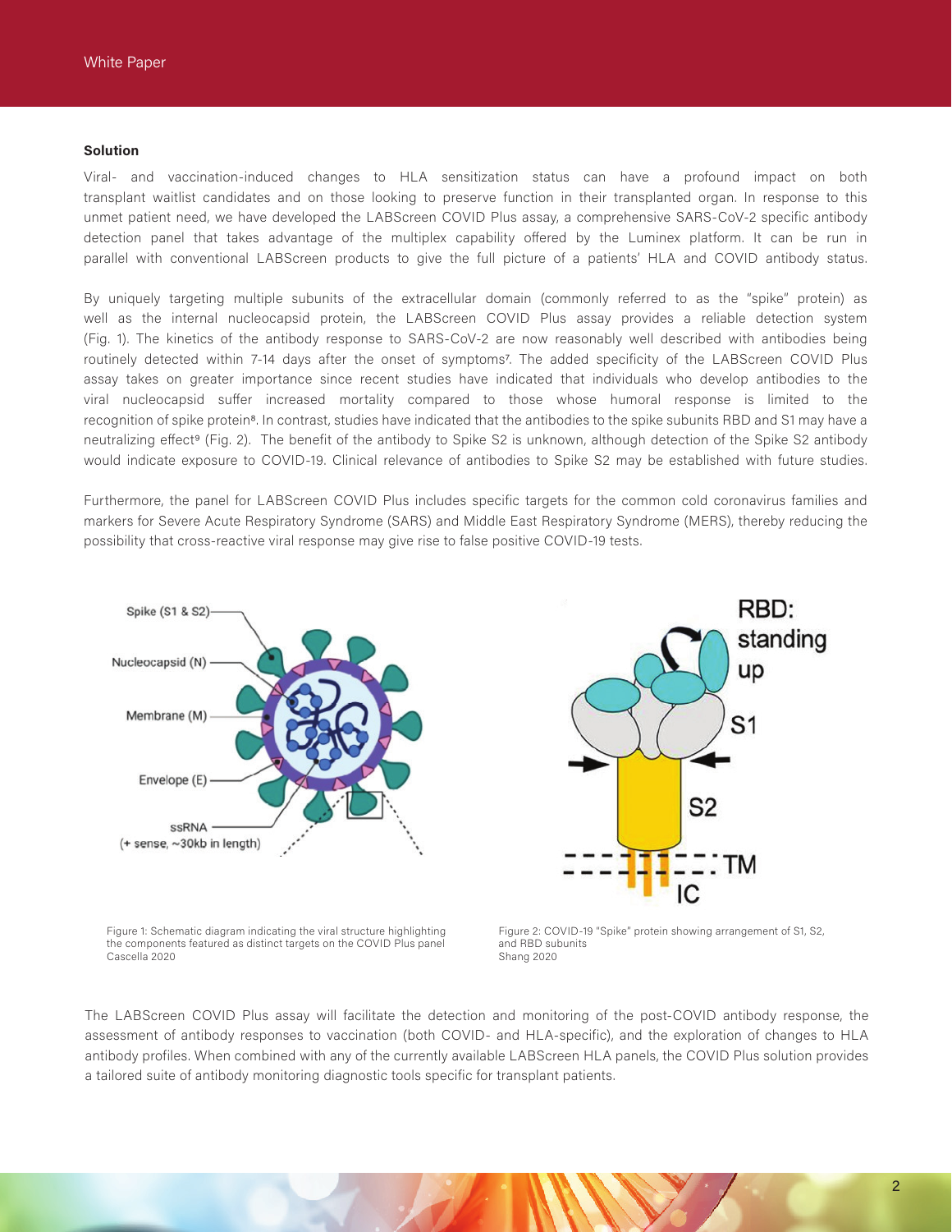### Solution

Viral- and vaccination-induced changes to HLA sensitization status can have a profound impact on both transplant waitlist candidates and on those looking to preserve function in their transplanted organ. In response to this unmet patient need, we have developed the LABScreen COVID Plus assay, a comprehensive SARS-CoV-2 specific antibody detection panel that takes advantage of the multiplex capability offered by the Luminex platform. It can be run in parallel with conventional LABScreen products to give the full picture of a patients' HLA and COVID antibody status.

By uniquely targeting multiple subunits of the extracellular domain (commonly referred to as the "spike" protein) as well as the internal nucleocapsid protein, the LABScreen COVID Plus assay provides a reliable detection system (Fig. 1). The kinetics of the antibody response to SARS-CoV-2 are now reasonably well described with antibodies being routinely detected within 7-14 days after the onset of symptoms[7]. The added specificity of the LABScreen COVID Plus assay takes on greater importance since recent studies have indicated that individuals who develop antibodies to the viral nucleocapsid suffer increased mortality compared to those whose humoral response is limited to the recognition of spike protein[8]. In contrast, studies have indicated that the antibodies to the spike subunits RBD and S1 may have a neutralizing effect[9] (Fig. 2). The benefit of the antibody to Spike S2 is unknown, although detection of the Spike S2 antibody would indicate exposure to COVID-19. Clinical relevance of antibodies to Spike S2 may be established with future studies.

Furthermore, the panel for LABScreen COVID Plus includes specific targets for the common cold coronavirus families and markers for Severe Acute Respiratory Syndrome (SARS) and Middle East Respiratory Syndrome (MERS), thereby reducing the possibility that cross-reactive viral response may give rise to false positive COVID-19 tests.

Figure 1: Schematic diagram indicating the viral structure highlighting the components featured as distinct targets on the COVID Plus panel
Cascella 2020

Figure 2: COVID-19 "Spike" protein showing arrangement of S1, S2, and RBD subunits
Shang 2020

The LABScreen COVID Plus assay will facilitate the detection and monitoring of the post-COVID antibody response, the assessment of antibody responses to vaccination (both COVID- and HLA-specific), and the exploration of changes to HLA antibody profiles. When combined with any of the currently available LABScreen HLA panels, the COVID Plus solution provides a tailored suite of antibody monitoring diagnostic tools specific for transplant patients.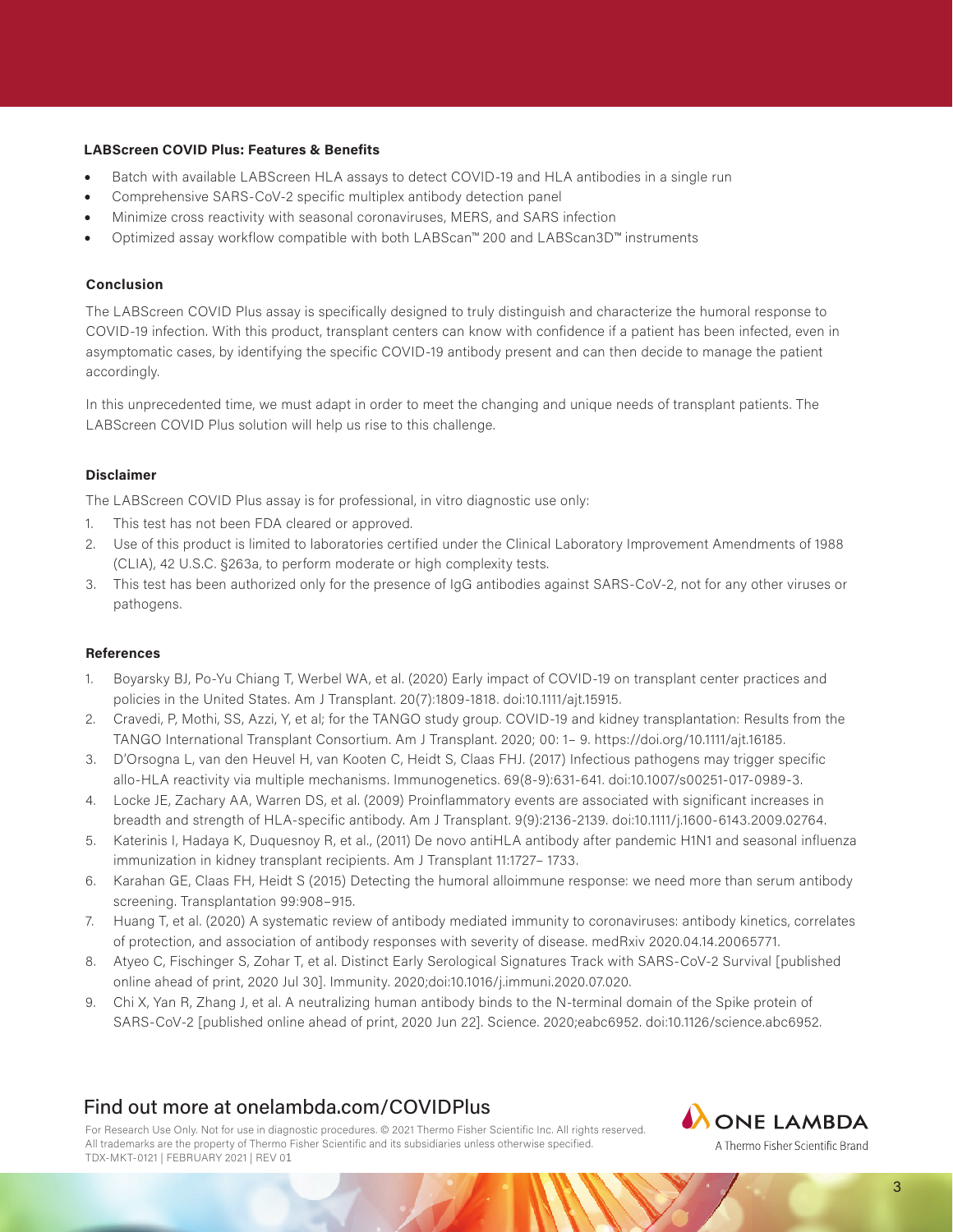#### LABScreen COVID Plus: Features & Benefits

- Batch with available LABScreen HLA assays to detect COVID-19 and HLA antibodies in a single run
- Comprehensive SARS-CoV-2 specific multiplex antibody detection panel
- Minimize cross reactivity with seasonal coronaviruses, MERS, and SARS infection
- Optimized assay workflow compatible with both LABScan™ 200 and LABScan3D™ instruments

#### Conclusion

The LABScreen COVID Plus assay is specifically designed to truly distinguish and characterize the humoral response to COVID-19 infection. With this product, transplant centers can know with confidence if a patient has been infected, even in asymptomatic cases, by identifying the specific COVID-19 antibody present and can then decide to manage the patient accordingly.

In this unprecedented time, we must adapt in order to meet the changing and unique needs of transplant patients. The LABScreen COVID Plus solution will help us rise to this challenge.

#### Disclaimer

The LABScreen COVID Plus assay is for professional, in vitro diagnostic use only:

1. This test has not been FDA cleared or approved.
2. Use of this product is limited to laboratories certified under the Clinical Laboratory Improvement Amendments of 1988 (CLIA), 42 U.S.C. §263a, to perform moderate or high complexity tests.
3. This test has been authorized only for the presence of IgG antibodies against SARS-CoV-2, not for any other viruses or pathogens.

#### References

1. Boyarsky BJ, Po-Yu Chiang T, Werbel WA, et al. (2020) Early impact of COVID-19 on transplant center practices and policies in the United States. Am J Transplant. 20(7):1809-1818. doi:10.1111/ajt.15915.
2. Cravedi, P, Mothi, SS, Azzi, Y, et al; for the TANGO study group. COVID-19 and kidney transplantation: Results from the TANGO International Transplant Consortium. Am J Transplant. 2020; 00: 1– 9. https://doi.org/10.1111/ajt.16185.
3. D'Orsogna L, van den Heuvel H, van Kooten C, Heidt S, Claas FHJ. (2017) Infectious pathogens may trigger specific allo-HLA reactivity via multiple mechanisms. Immunogenetics. 69(8-9):631-641. doi:10.1007/s00251-017-0989-3.
4. Locke JE, Zachary AA, Warren DS, et al. (2009) Proinflammatory events are associated with significant increases in breadth and strength of HLA-specific antibody. Am J Transplant. 9(9):2136-2139. doi:10.1111/j.1600-6143.2009.02764.
5. Katerinis I, Hadaya K, Duquesnoy R, et al., (2011) De novo antiHLA antibody after pandemic H1N1 and seasonal influenza immunization in kidney transplant recipients. Am J Transplant 11:1727– 1733.
6. Karahan GE, Claas FH, Heidt S (2015) Detecting the humoral alloimmune response: we need more than serum antibody screening. Transplantation 99:908–915.
7. Huang T, et al. (2020) A systematic review of antibody mediated immunity to coronaviruses: antibody kinetics, correlates of protection, and association of antibody responses with severity of disease. medRxiv 2020.04.14.20065771.
8. Atyeo C, Fischinger S, Zohar T, et al. Distinct Early Serological Signatures Track with SARS-CoV-2 Survival [published online ahead of print, 2020 Jul 30]. Immunity. 2020;doi:10.1016/j.immuni.2020.07.020.
9. Chi X, Yan R, Zhang J, et al. A neutralizing human antibody binds to the N-terminal domain of the Spike protein of SARS-CoV-2 [published online ahead of print, 2020 Jun 22]. Science. 2020;eabc6952. doi:10.1126/science.abc6952.

## Find out more at onelambda.com/COVIDPlus

For Research Use Only. Not for use in diagnostic procedures. © 2021 Thermo Fisher Scientific Inc. All rights reserved. All trademarks are the property of Thermo Fisher Scientific and its subsidiaries unless otherwise specified.
TDX-MKT-0121 | FEBRUARY 2021 | REV 01

ONE LAMBDA
A Thermo Fisher Scientific Brand